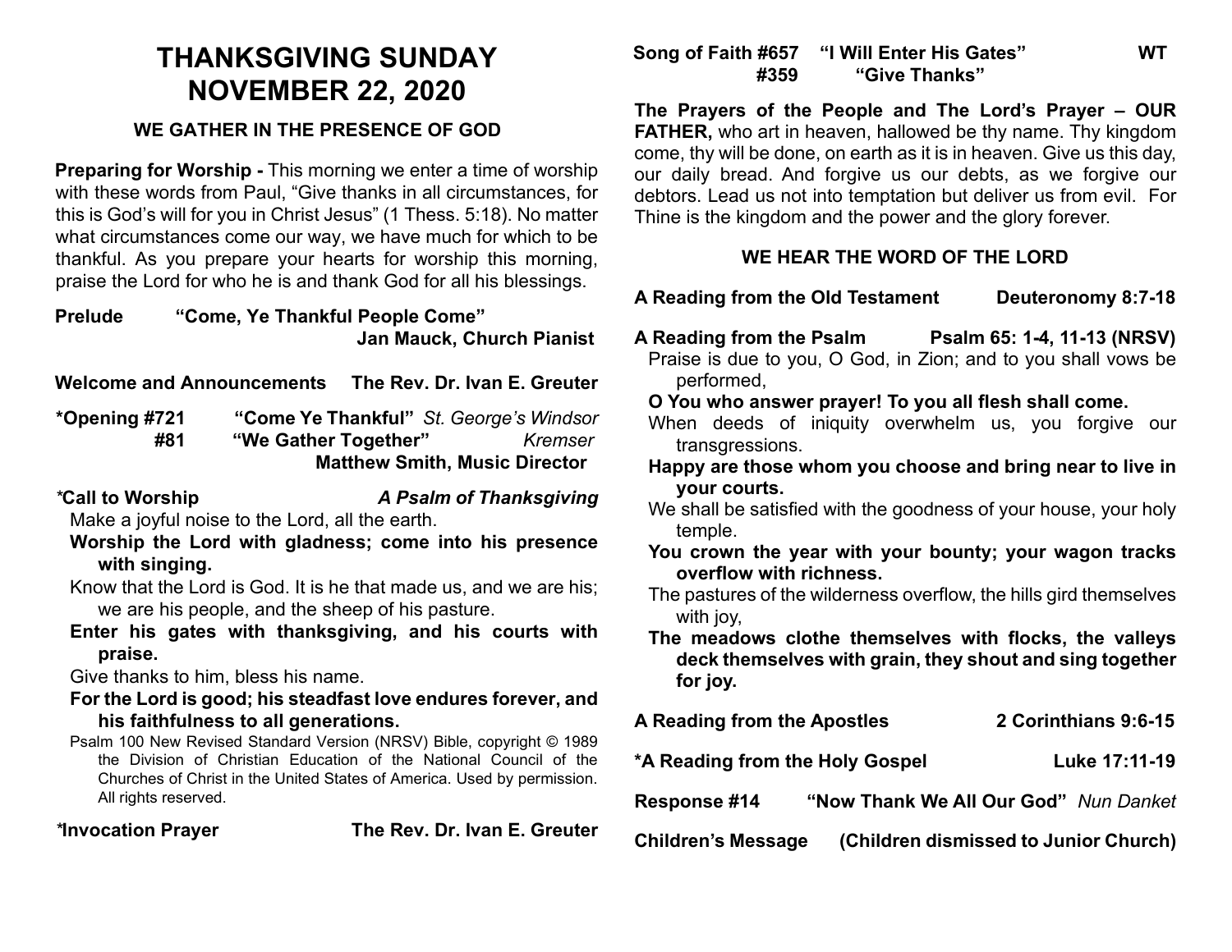# THANKSGIVING SUNDAY
# NOVEMBER 22, 2020

## WE GATHER IN THE PRESENCE OF GOD

**Preparing for Worship -** This morning we enter a time of worship with these words from Paul, "Give thanks in all circumstances, for this is God's will for you in Christ Jesus" (1 Thess. 5:18). No matter what circumstances come our way, we have much for which to be thankful. As you prepare your hearts for worship this morning, praise the Lord for who he is and thank God for all his blessings.

**Prelude** **"Come, Ye Thankful People Come"**
**Jan Mauck, Church Pianist**

**Welcome and Announcements** **The Rev. Dr. Ivan E. Greuter**

**\*Opening #721** **"Come Ye Thankful"** *St. George's Windsor*
**#81** **"We Gather Together"** *Kremser*
**Matthew Smith, Music Director**

**\*Call to Worship** ***A Psalm of Thanksgiving***

Make a joyful noise to the Lord, all the earth.

**Worship the Lord with gladness; come into his presence with singing.**

Know that the Lord is God. It is he that made us, and we are his; we are his people, and the sheep of his pasture.

**Enter his gates with thanksgiving, and his courts with praise.**

Give thanks to him, bless his name.

**For the Lord is good; his steadfast love endures forever, and his faithfulness to all generations.**

Psalm 100 New Revised Standard Version (NRSV) Bible, copyright © 1989 the Division of Christian Education of the National Council of the Churches of Christ in the United States of America. Used by permission. All rights reserved.

**\*Invocation Prayer** **The Rev. Dr. Ivan E. Greuter**

**Song of Faith #657** **"I Will Enter His Gates"** **WT**
**#359** **"Give Thanks"**

**The Prayers of the People and The Lord's Prayer – OUR FATHER,** who art in heaven, hallowed be thy name. Thy kingdom come, thy will be done, on earth as it is in heaven. Give us this day, our daily bread. And forgive us our debts, as we forgive our debtors. Lead us not into temptation but deliver us from evil. For Thine is the kingdom and the power and the glory forever.

## WE HEAR THE WORD OF THE LORD

**A Reading from the Old Testament** **Deuteronomy 8:7-18**

**A Reading from the Psalm** **Psalm 65: 1-4, 11-13 (NRSV)**

Praise is due to you, O God, in Zion; and to you shall vows be performed,

**O You who answer prayer! To you all flesh shall come.**

When deeds of iniquity overwhelm us, you forgive our transgressions.

**Happy are those whom you choose and bring near to live in your courts.**

We shall be satisfied with the goodness of your house, your holy temple.

**You crown the year with your bounty; your wagon tracks overflow with richness.**

The pastures of the wilderness overflow, the hills gird themselves with joy,

**The meadows clothe themselves with flocks, the valleys deck themselves with grain, they shout and sing together for joy.**

**A Reading from the Apostles** **2 Corinthians 9:6-15**

**\*A Reading from the Holy Gospel** **Luke 17:11-19**

**Response #14** **"Now Thank We All Our God"** *Nun Danket*

**Children's Message** **(Children dismissed to Junior Church)**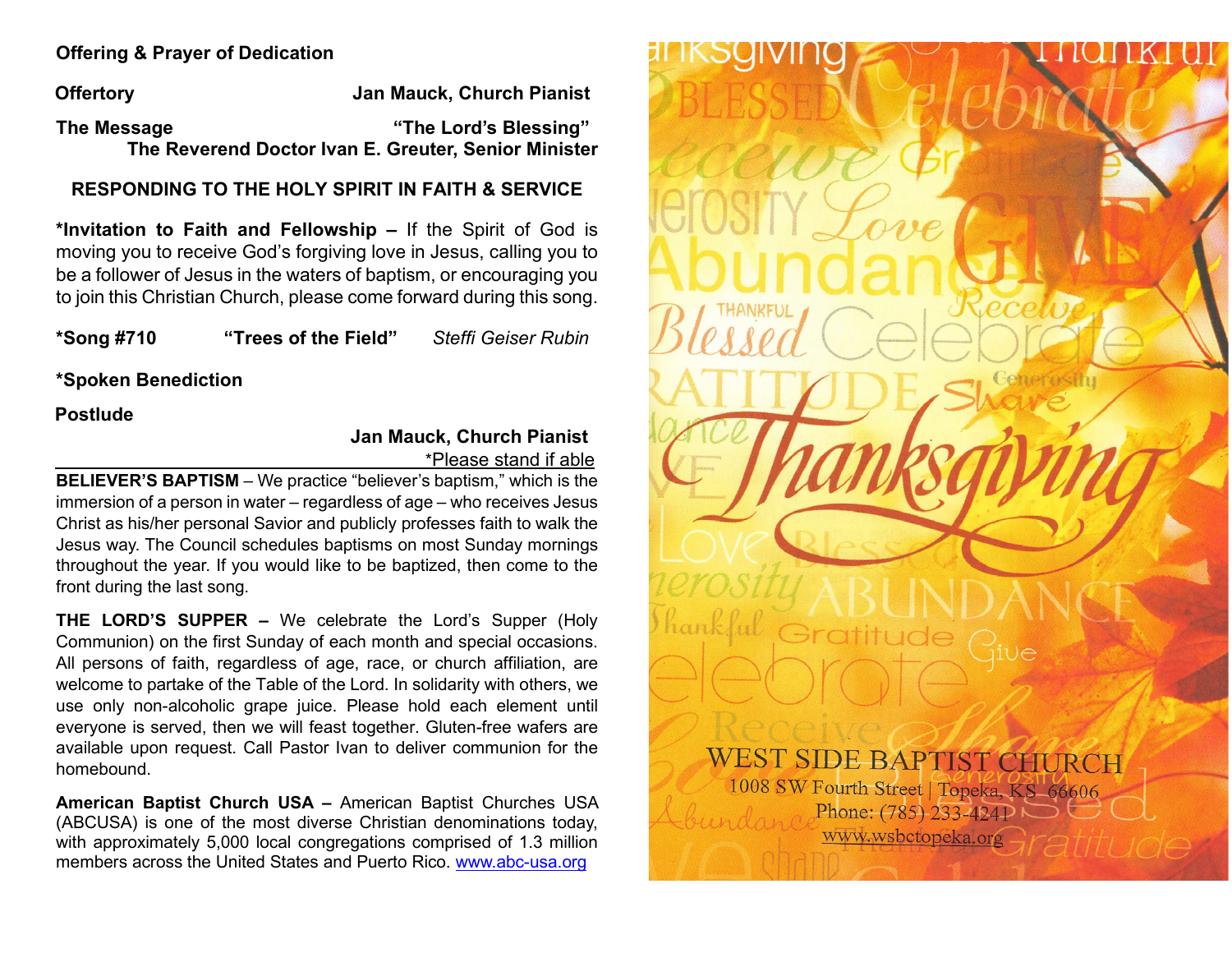**Offering & Prayer of Dedication**

**Offertory** **Jan Mauck, Church Pianist**

**The Message** **"The Lord's Blessing"**
**The Reverend Doctor Ivan E. Greuter, Senior Minister**

## RESPONDING TO THE HOLY SPIRIT IN FAITH & SERVICE

**\*Invitation to Faith and Fellowship –** If the Spirit of God is moving you to receive God's forgiving love in Jesus, calling you to be a follower of Jesus in the waters of baptism, or encouraging you to join this Christian Church, please come forward during this song.

**\*Song #710** **"Trees of the Field"** *Steffi Geiser Rubin*

**\*Spoken Benediction**

**Postlude**
**Jan Mauck, Church Pianist**

\*Please stand if able

**BELIEVER'S BAPTISM** – We practice "believer's baptism," which is the immersion of a person in water – regardless of age – who receives Jesus Christ as his/her personal Savior and publicly professes faith to walk the Jesus way. The Council schedules baptisms on most Sunday mornings throughout the year. If you would like to be baptized, then come to the front during the last song.

**THE LORD'S SUPPER –** We celebrate the Lord's Supper (Holy Communion) on the first Sunday of each month and special occasions. All persons of faith, regardless of age, race, or church affiliation, are welcome to partake of the Table of the Lord. In solidarity with others, we use only non-alcoholic grape juice. Please hold each element until everyone is served, then we will feast together. Gluten-free wafers are available upon request. Call Pastor Ivan to deliver communion for the homebound.

**American Baptist Church USA –** American Baptist Churches USA (ABCUSA) is one of the most diverse Christian denominations today, with approximately 5,000 local congregations comprised of 1.3 million members across the United States and Puerto Rico. www.abc-usa.org

Thanksgiving

WEST SIDE BAPTIST CHURCH
1008 SW Fourth Street | Topeka, KS 66606
Phone: (785) 233-4241
www.wsbctopeka.org